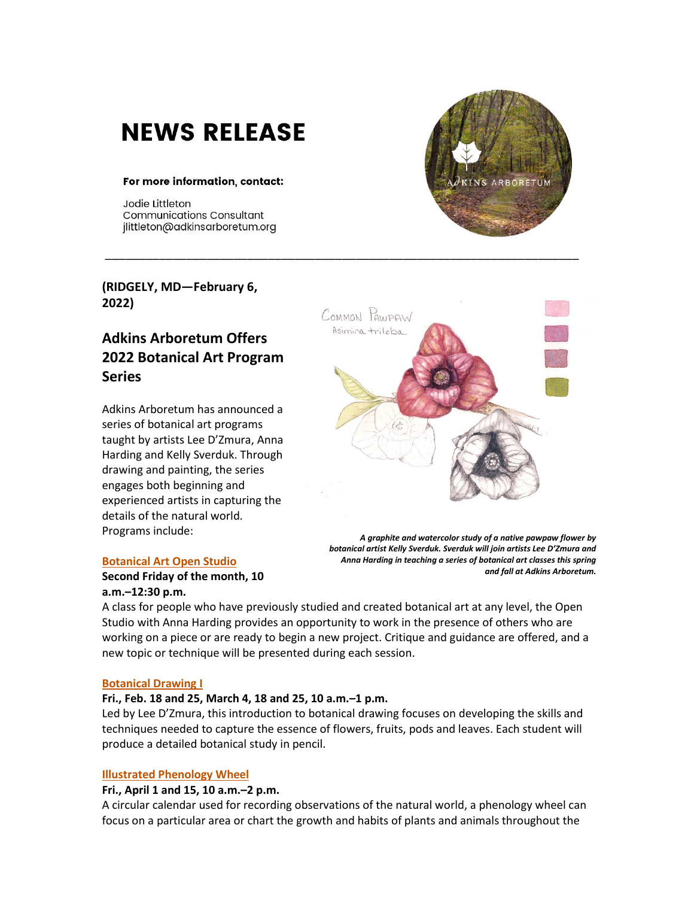# NEWS RELEASE

**For more information, contact:**

Jodie Littleton
Communications Consultant
jlittleton@adkinsarboretum.org

**(RIDGELY, MD—February 6, 2022)**

## Adkins Arboretum Offers 2022 Botanical Art Program Series

Adkins Arboretum has announced a series of botanical art programs taught by artists Lee D'Zmura, Anna Harding and Kelly Sverduk. Through drawing and painting, the series engages both beginning and experienced artists in capturing the details of the natural world. Programs include:

***A graphite and watercolor study of a native pawpaw flower by botanical artist Kelly Sverduk. Sverduk will join artists Lee D'Zmura and Anna Harding in teaching a series of botanical art classes this spring and fall at Adkins Arboretum.***

### Botanical Art Open Studio

**Second Friday of the month, 10 a.m.–12:30 p.m.**

A class for people who have previously studied and created botanical art at any level, the Open Studio with Anna Harding provides an opportunity to work in the presence of others who are working on a piece or are ready to begin a new project. Critique and guidance are offered, and a new topic or technique will be presented during each session.

### Botanical Drawing I

**Fri., Feb. 18 and 25, March 4, 18 and 25, 10 a.m.–1 p.m.**

Led by Lee D'Zmura, this introduction to botanical drawing focuses on developing the skills and techniques needed to capture the essence of flowers, fruits, pods and leaves. Each student will produce a detailed botanical study in pencil.

### Illustrated Phenology Wheel

**Fri., April 1 and 15, 10 a.m.–2 p.m.**

A circular calendar used for recording observations of the natural world, a phenology wheel can focus on a particular area or chart the growth and habits of plants and animals throughout the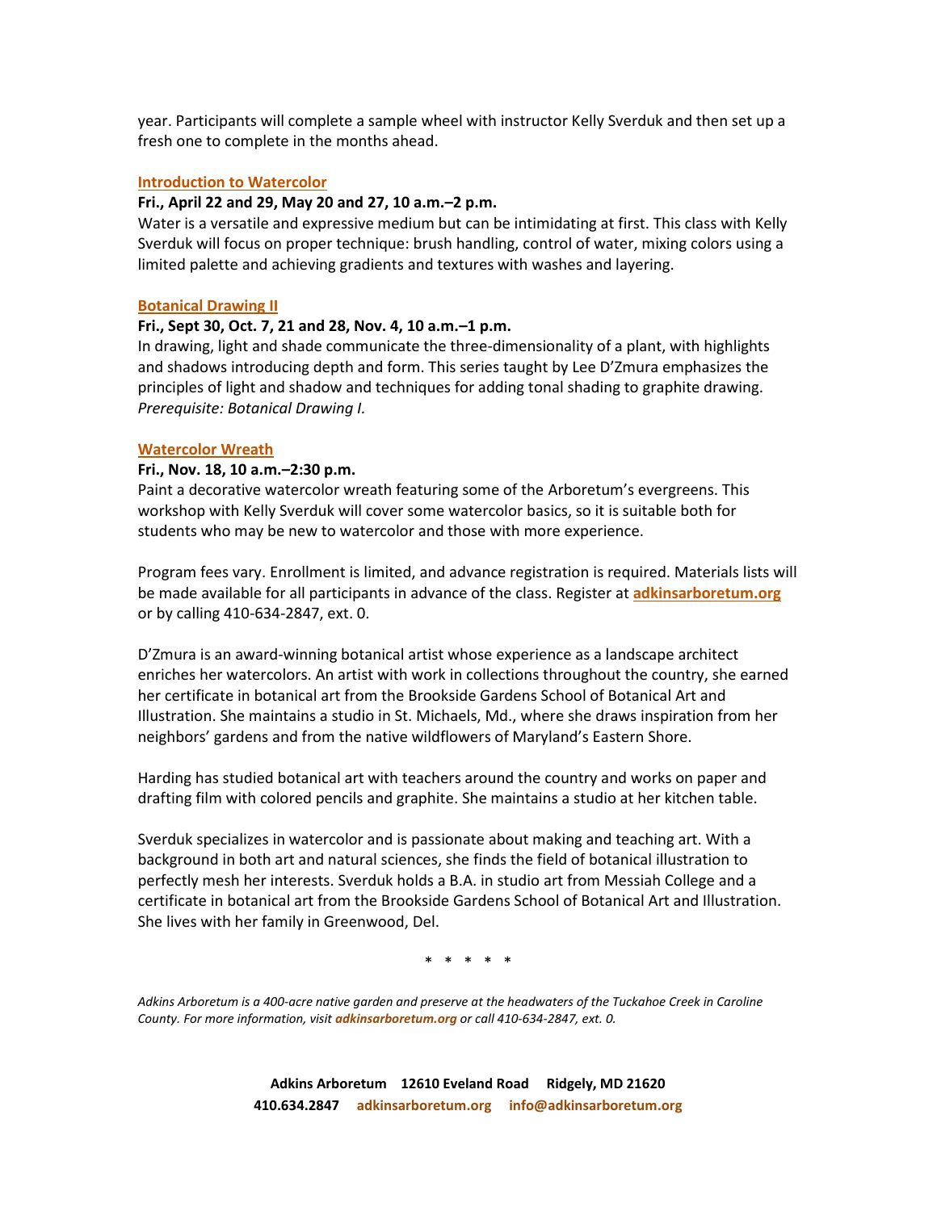year. Participants will complete a sample wheel with instructor Kelly Sverduk and then set up a fresh one to complete in the months ahead.

**Introduction to Watercolor**

**Fri., April 22 and 29, May 20 and 27, 10 a.m.–2 p.m.**

Water is a versatile and expressive medium but can be intimidating at first. This class with Kelly Sverduk will focus on proper technique: brush handling, control of water, mixing colors using a limited palette and achieving gradients and textures with washes and layering.

**Botanical Drawing II**

**Fri., Sept 30, Oct. 7, 21 and 28, Nov. 4, 10 a.m.–1 p.m.**

In drawing, light and shade communicate the three-dimensionality of a plant, with highlights and shadows introducing depth and form. This series taught by Lee D'Zmura emphasizes the principles of light and shadow and techniques for adding tonal shading to graphite drawing. *Prerequisite: Botanical Drawing I.*

**Watercolor Wreath**

**Fri., Nov. 18, 10 a.m.–2:30 p.m.**

Paint a decorative watercolor wreath featuring some of the Arboretum's evergreens. This workshop with Kelly Sverduk will cover some watercolor basics, so it is suitable both for students who may be new to watercolor and those with more experience.

Program fees vary. Enrollment is limited, and advance registration is required. Materials lists will be made available for all participants in advance of the class. Register at **adkinsarboretum.org** or by calling 410-634-2847, ext. 0.

D'Zmura is an award-winning botanical artist whose experience as a landscape architect enriches her watercolors. An artist with work in collections throughout the country, she earned her certificate in botanical art from the Brookside Gardens School of Botanical Art and Illustration. She maintains a studio in St. Michaels, Md., where she draws inspiration from her neighbors' gardens and from the native wildflowers of Maryland's Eastern Shore.

Harding has studied botanical art with teachers around the country and works on paper and drafting film with colored pencils and graphite. She maintains a studio at her kitchen table.

Sverduk specializes in watercolor and is passionate about making and teaching art. With a background in both art and natural sciences, she finds the field of botanical illustration to perfectly mesh her interests. Sverduk holds a B.A. in studio art from Messiah College and a certificate in botanical art from the Brookside Gardens School of Botanical Art and Illustration. She lives with her family in Greenwood, Del.

\* \* \* \* \*

*Adkins Arboretum is a 400-acre native garden and preserve at the headwaters of the Tuckahoe Creek in Caroline County. For more information, visit* ***adkinsarboretum.org*** *or call 410-634-2847, ext. 0.*

**Adkins Arboretum 12610 Eveland Road Ridgely, MD 21620**
**410.634.2847 adkinsarboretum.org info@adkinsarboretum.org**